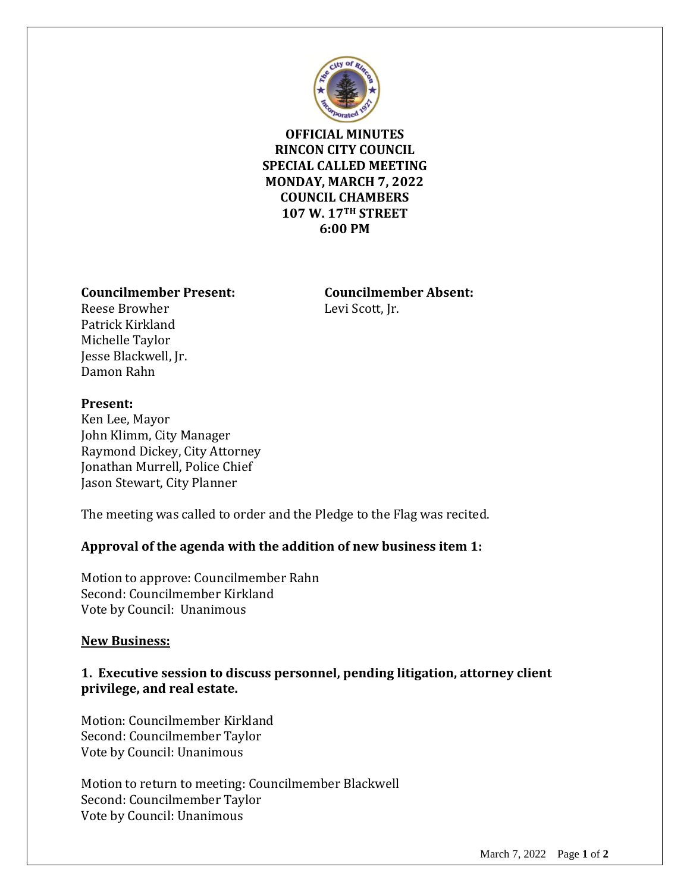# OFFICIAL MINUTES
# RINCON CITY COUNCIL
# SPECIAL CALLED MEETING
# MONDAY, MARCH 7, 2022
# COUNCIL CHAMBERS
# 107 W. 17TH STREET
# 6:00 PM

**Councilmember Present:**
Reese Browher
Patrick Kirkland
Michelle Taylor
Jesse Blackwell, Jr.
Damon Rahn

**Councilmember Absent:**
Levi Scott, Jr.

**Present:**
Ken Lee, Mayor
John Klimm, City Manager
Raymond Dickey, City Attorney
Jonathan Murrell, Police Chief
Jason Stewart, City Planner

The meeting was called to order and the Pledge to the Flag was recited.

**Approval of the agenda with the addition of new business item 1:**

Motion to approve: Councilmember Rahn
Second: Councilmember Kirkland
Vote by Council: Unanimous

**New Business:**

**1. Executive session to discuss personnel, pending litigation, attorney client privilege, and real estate.**

Motion: Councilmember Kirkland
Second: Councilmember Taylor
Vote by Council: Unanimous

Motion to return to meeting: Councilmember Blackwell
Second: Councilmember Taylor
Vote by Council: Unanimous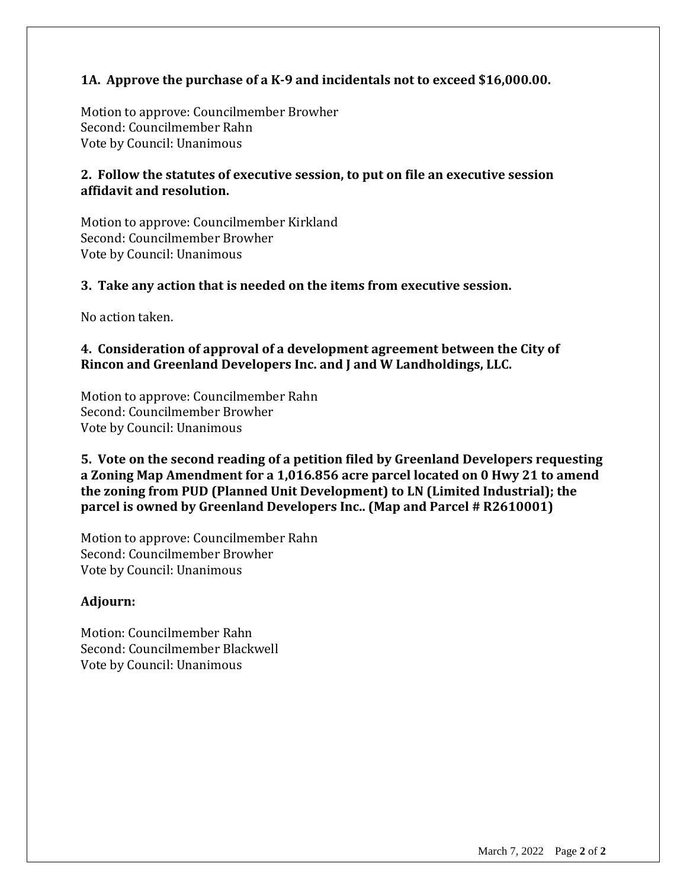**1A. Approve the purchase of a K-9 and incidentals not to exceed $16,000.00.**

Motion to approve: Councilmember Browher
Second: Councilmember Rahn
Vote by Council: Unanimous

**2. Follow the statutes of executive session, to put on file an executive session affidavit and resolution.**

Motion to approve: Councilmember Kirkland
Second: Councilmember Browher
Vote by Council: Unanimous

**3. Take any action that is needed on the items from executive session.**

No action taken.

**4. Consideration of approval of a development agreement between the City of Rincon and Greenland Developers Inc. and J and W Landholdings, LLC.**

Motion to approve: Councilmember Rahn
Second: Councilmember Browher
Vote by Council: Unanimous

**5. Vote on the second reading of a petition filed by Greenland Developers requesting a Zoning Map Amendment for a 1,016.856 acre parcel located on 0 Hwy 21 to amend the zoning from PUD (Planned Unit Development) to LN (Limited Industrial); the parcel is owned by Greenland Developers Inc.. (Map and Parcel # R2610001)**

Motion to approve: Councilmember Rahn
Second: Councilmember Browher
Vote by Council: Unanimous

**Adjourn:**

Motion: Councilmember Rahn
Second: Councilmember Blackwell
Vote by Council: Unanimous